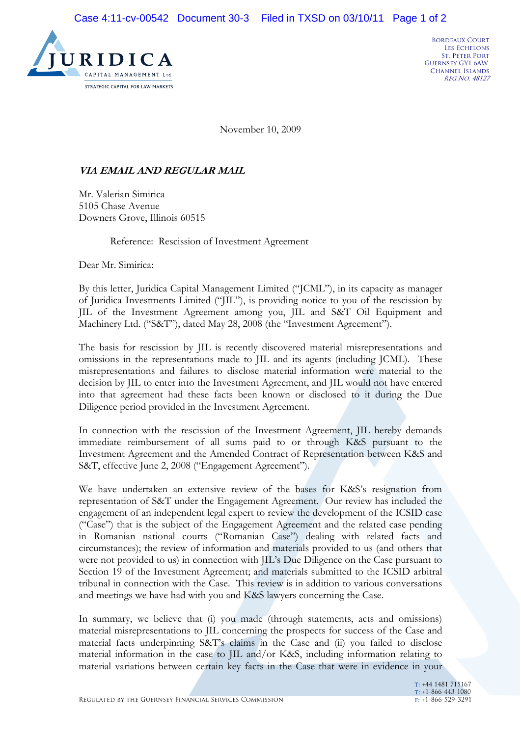**JURIDICA**
CAPITAL MANAGEMENT Ltd.
STRATEGIC CAPITAL FOR LAW MARKETS

Bordeaux Court
Les Echelons
St. Peter Port
Guernsey GY1 6AW
Channel Islands
*Reg.No. 48127*

November 10, 2009

***VIA EMAIL AND REGULAR MAIL***

Mr. Valerian Simirica
5105 Chase Avenue
Downers Grove, Illinois 60515

Reference: Rescission of Investment Agreement

Dear Mr. Simirica:

By this letter, Juridica Capital Management Limited ("JCML"), in its capacity as manager of Juridica Investments Limited ("JIL"), is providing notice to you of the rescission by JIL of the Investment Agreement among you, JIL and S&T Oil Equipment and Machinery Ltd. ("S&T"), dated May 28, 2008 (the "Investment Agreement").

The basis for rescission by JIL is recently discovered material misrepresentations and omissions in the representations made to JIL and its agents (including JCML). These misrepresentations and failures to disclose material information were material to the decision by JIL to enter into the Investment Agreement, and JIL would not have entered into that agreement had these facts been known or disclosed to it during the Due Diligence period provided in the Investment Agreement.

In connection with the rescission of the Investment Agreement, JIL hereby demands immediate reimbursement of all sums paid to or through K&S pursuant to the Investment Agreement and the Amended Contract of Representation between K&S and S&T, effective June 2, 2008 ("Engagement Agreement").

We have undertaken an extensive review of the bases for K&S's resignation from representation of S&T under the Engagement Agreement. Our review has included the engagement of an independent legal expert to review the development of the ICSID case ("Case") that is the subject of the Engagement Agreement and the related case pending in Romanian national courts ("Romanian Case") dealing with related facts and circumstances); the review of information and materials provided to us (and others that were not provided to us) in connection with JIL's Due Diligence on the Case pursuant to Section 19 of the Investment Agreement; and materials submitted to the ICSID arbitral tribunal in connection with the Case. This review is in addition to various conversations and meetings we have had with you and K&S lawyers concerning the Case.

In summary, we believe that (i) you made (through statements, acts and omissions) material misrepresentations to JIL concerning the prospects for success of the Case and material facts underpinning S&T's claims in the Case and (ii) you failed to disclose material information in the case to JIL and/or K&S, including information relating to material variations between certain key facts in the Case that were in evidence in your

Regulated by the Guernsey Financial Services Commission

T: +44 1481 715167
T: +1-866-443-1080
F: +1-866-529-3291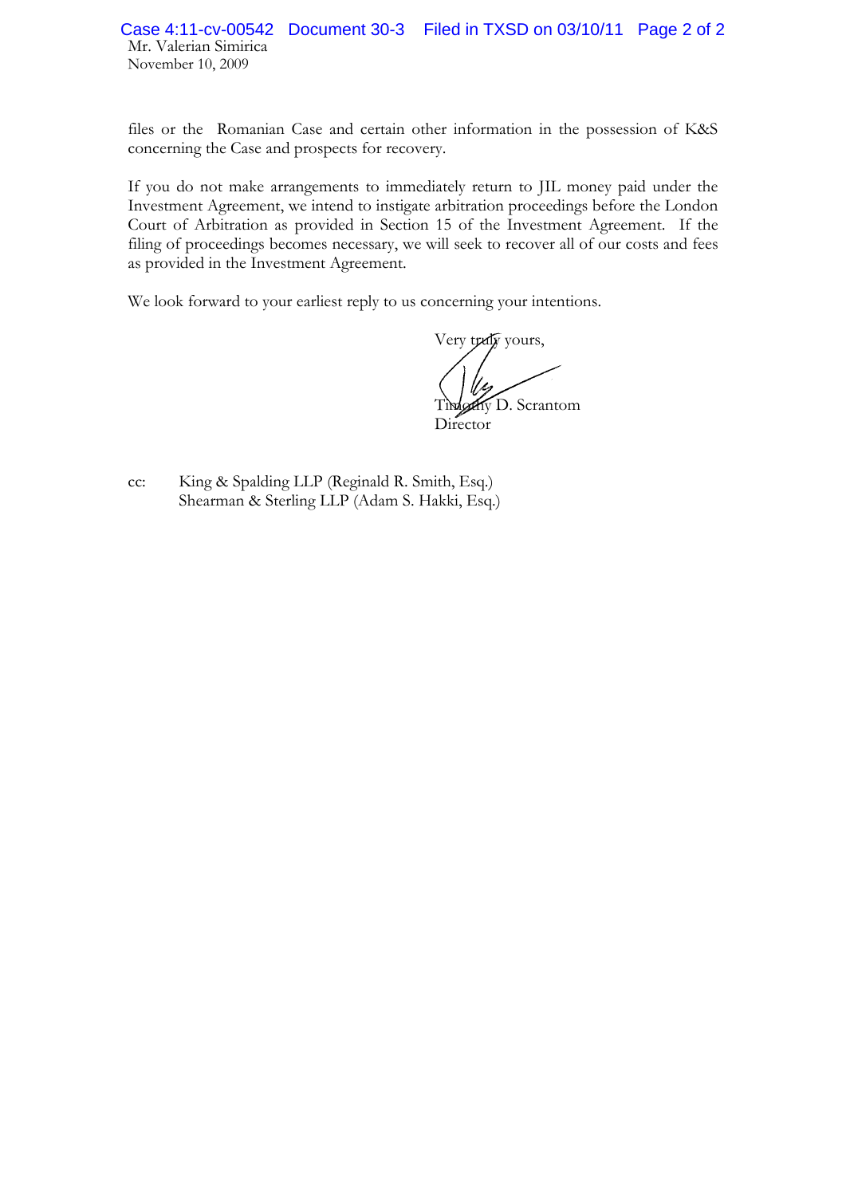Mr. Valerian Simirica
November 10, 2009

files or the Romanian Case and certain other information in the possession of K&S concerning the Case and prospects for recovery.

If you do not make arrangements to immediately return to JIL money paid under the Investment Agreement, we intend to instigate arbitration proceedings before the London Court of Arbitration as provided in Section 15 of the Investment Agreement. If the filing of proceedings becomes necessary, we will seek to recover all of our costs and fees as provided in the Investment Agreement.

We look forward to your earliest reply to us concerning your intentions.

Very truly yours,

Timothy D. Scrantom
Director

cc: King & Spalding LLP (Reginald R. Smith, Esq.)
Shearman & Sterling LLP (Adam S. Hakki, Esq.)